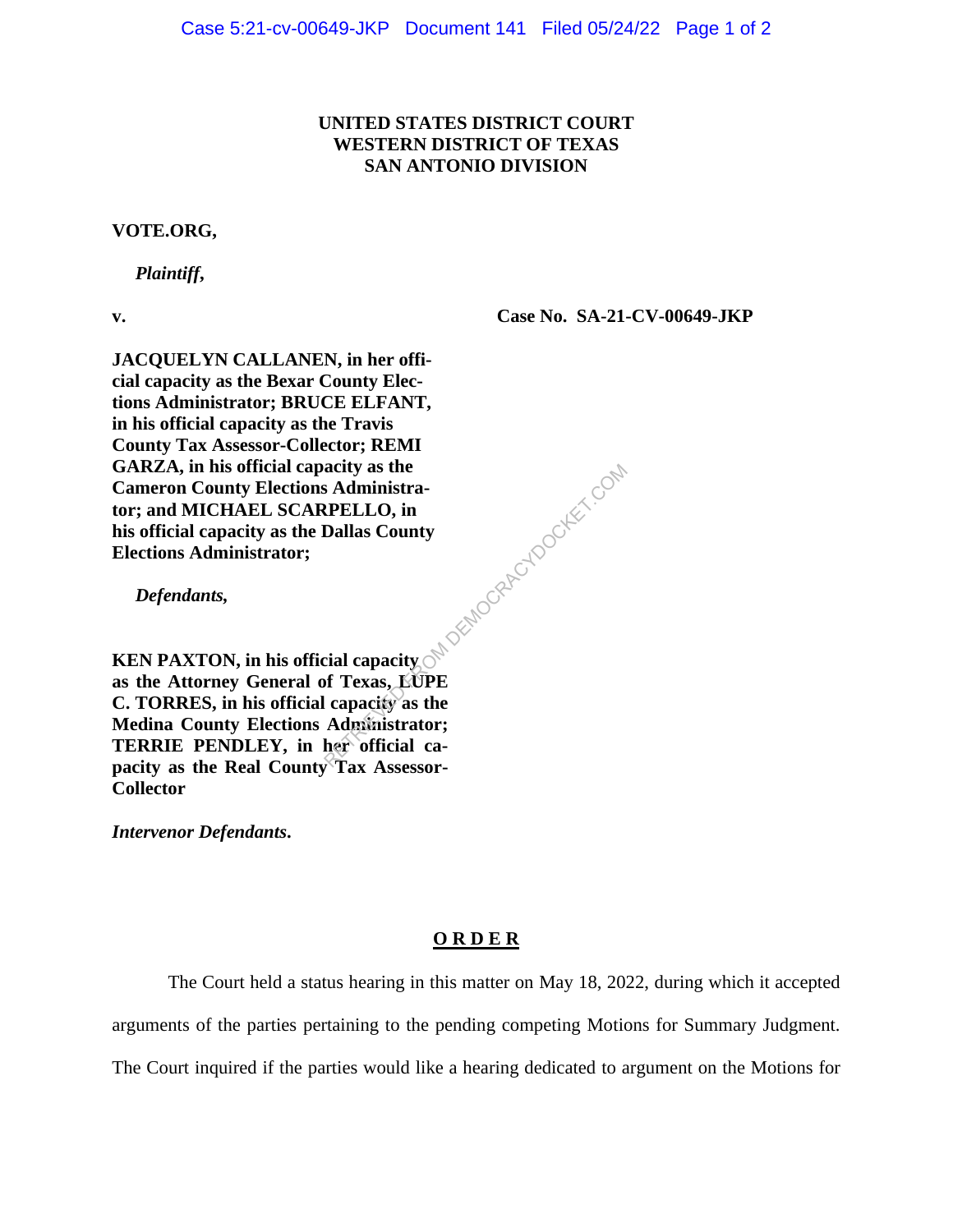**UNITED STATES DISTRICT COURT**
**WESTERN DISTRICT OF TEXAS**
**SAN ANTONIO DIVISION**

**VOTE.ORG,**

***Plaintiff*,**

**v.** **Case No. SA-21-CV-00649-JKP**

**JACQUELYN CALLANEN, in her official capacity as the Bexar County Elections Administrator; BRUCE ELFANT, in his official capacity as the Travis County Tax Assessor-Collector; REMI GARZA, in his official capacity as the Cameron County Elections Administrator; and MICHAEL SCARPELLO, in his official capacity as the Dallas County Elections Administrator;**

***Defendants*,**

**KEN PAXTON, in his official capacity as the Attorney General of Texas, LUPE C. TORRES, in his official capacity as the Medina County Elections Administrator; TERRIE PENDLEY, in her official capacity as the Real County Tax Assessor-Collector**

***Intervenor Defendants*.**

## O R D E R

The Court held a status hearing in this matter on May 18, 2022, during which it accepted arguments of the parties pertaining to the pending competing Motions for Summary Judgment. The Court inquired if the parties would like a hearing dedicated to argument on the Motions for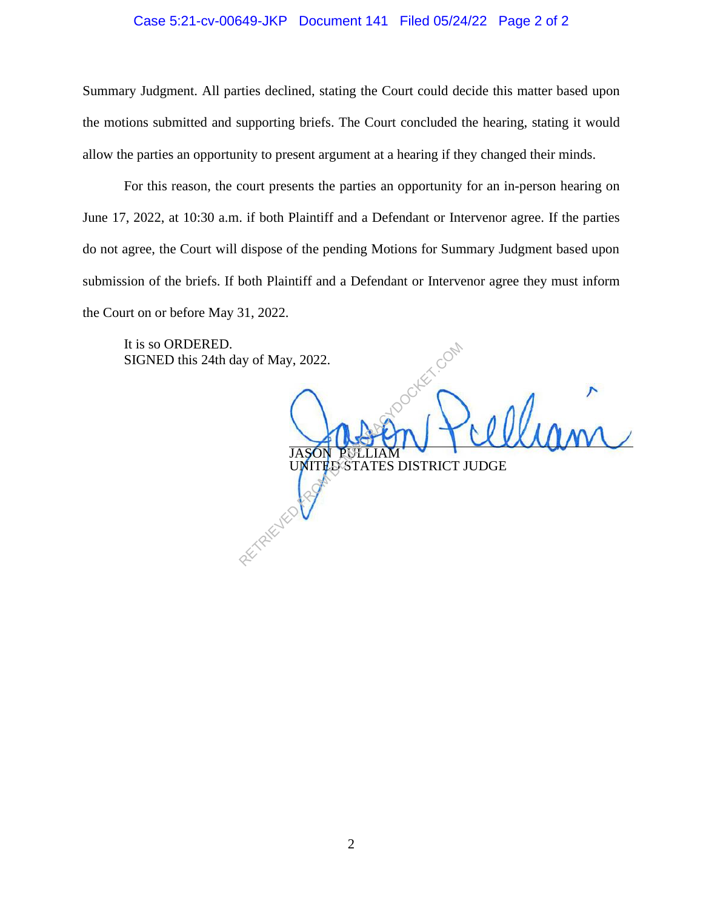Summary Judgment. All parties declined, stating the Court could decide this matter based upon the motions submitted and supporting briefs. The Court concluded the hearing, stating it would allow the parties an opportunity to present argument at a hearing if they changed their minds.

For this reason, the court presents the parties an opportunity for an in-person hearing on June 17, 2022, at 10:30 a.m. if both Plaintiff and a Defendant or Intervenor agree. If the parties do not agree, the Court will dispose of the pending Motions for Summary Judgment based upon submission of the briefs. If both Plaintiff and a Defendant or Intervenor agree they must inform the Court on or before May 31, 2022.

It is so ORDERED.
SIGNED this 24th day of May, 2022.

JASON PULLIAM
UNITED STATES DISTRICT JUDGE